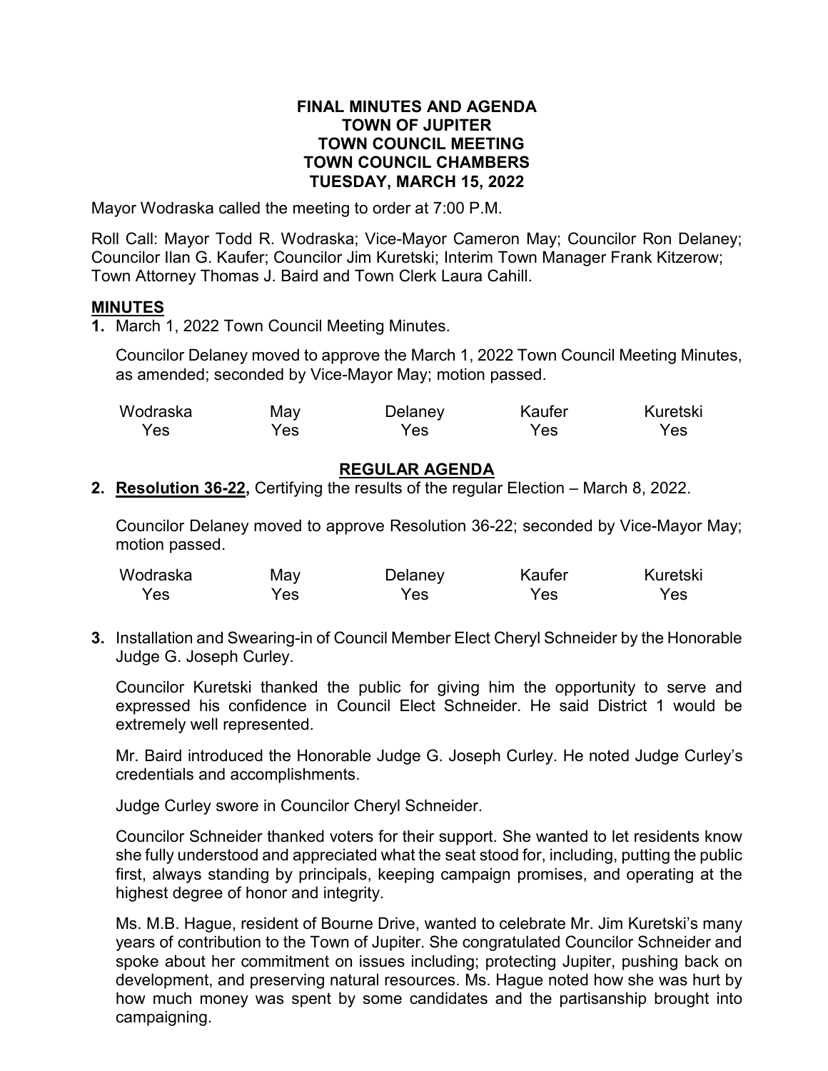**FINAL MINUTES AND AGENDA**
**TOWN OF JUPITER**
**TOWN COUNCIL MEETING**
**TOWN COUNCIL CHAMBERS**
**TUESDAY, MARCH 15, 2022**

Mayor Wodraska called the meeting to order at 7:00 P.M.

Roll Call: Mayor Todd R. Wodraska; Vice-Mayor Cameron May; Councilor Ron Delaney; Councilor Ilan G. Kaufer; Councilor Jim Kuretski; Interim Town Manager Frank Kitzerow; Town Attorney Thomas J. Baird and Town Clerk Laura Cahill.

## MINUTES

**1.** March 1, 2022 Town Council Meeting Minutes.

Councilor Delaney moved to approve the March 1, 2022 Town Council Meeting Minutes, as amended; seconded by Vice-Mayor May; motion passed.

| Wodraska | May | Delaney | Kaufer | Kuretski |
|---|---|---|---|---|
| Yes | Yes | Yes | Yes | Yes |

## REGULAR AGENDA

**2. Resolution 36-22,** Certifying the results of the regular Election – March 8, 2022.

Councilor Delaney moved to approve Resolution 36-22; seconded by Vice-Mayor May; motion passed.

| Wodraska | May | Delaney | Kaufer | Kuretski |
|---|---|---|---|---|
| Yes | Yes | Yes | Yes | Yes |

**3.** Installation and Swearing-in of Council Member Elect Cheryl Schneider by the Honorable Judge G. Joseph Curley.

Councilor Kuretski thanked the public for giving him the opportunity to serve and expressed his confidence in Council Elect Schneider. He said District 1 would be extremely well represented.

Mr. Baird introduced the Honorable Judge G. Joseph Curley. He noted Judge Curley's credentials and accomplishments.

Judge Curley swore in Councilor Cheryl Schneider.

Councilor Schneider thanked voters for their support. She wanted to let residents know she fully understood and appreciated what the seat stood for, including, putting the public first, always standing by principals, keeping campaign promises, and operating at the highest degree of honor and integrity.

Ms. M.B. Hague, resident of Bourne Drive, wanted to celebrate Mr. Jim Kuretski's many years of contribution to the Town of Jupiter. She congratulated Councilor Schneider and spoke about her commitment on issues including; protecting Jupiter, pushing back on development, and preserving natural resources. Ms. Hague noted how she was hurt by how much money was spent by some candidates and the partisanship brought into campaigning.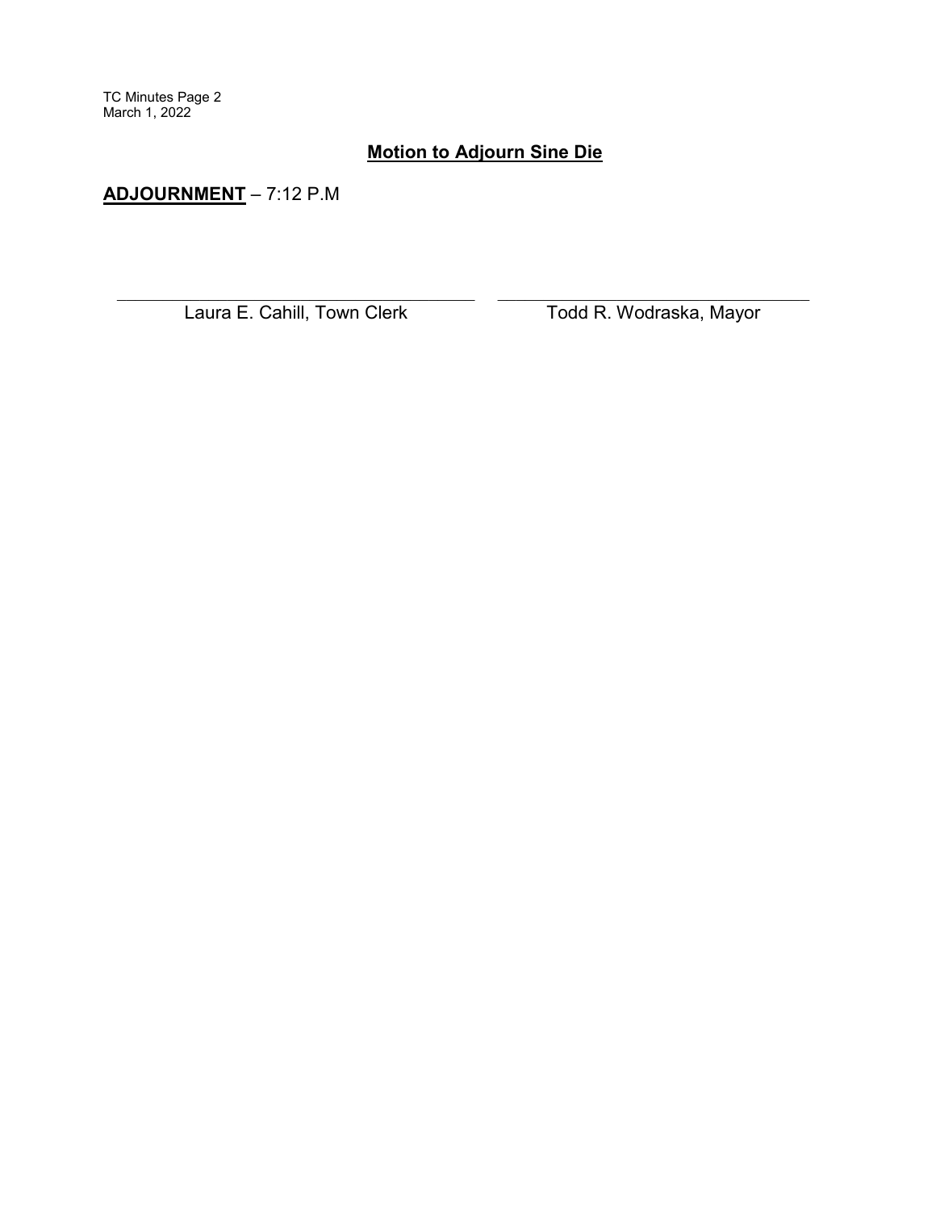## Motion to Adjourn Sine Die

**ADJOURNMENT** – 7:12 P.M

| | |
|---|---|
| Laura E. Cahill, Town Clerk | Todd R. Wodraska, Mayor |